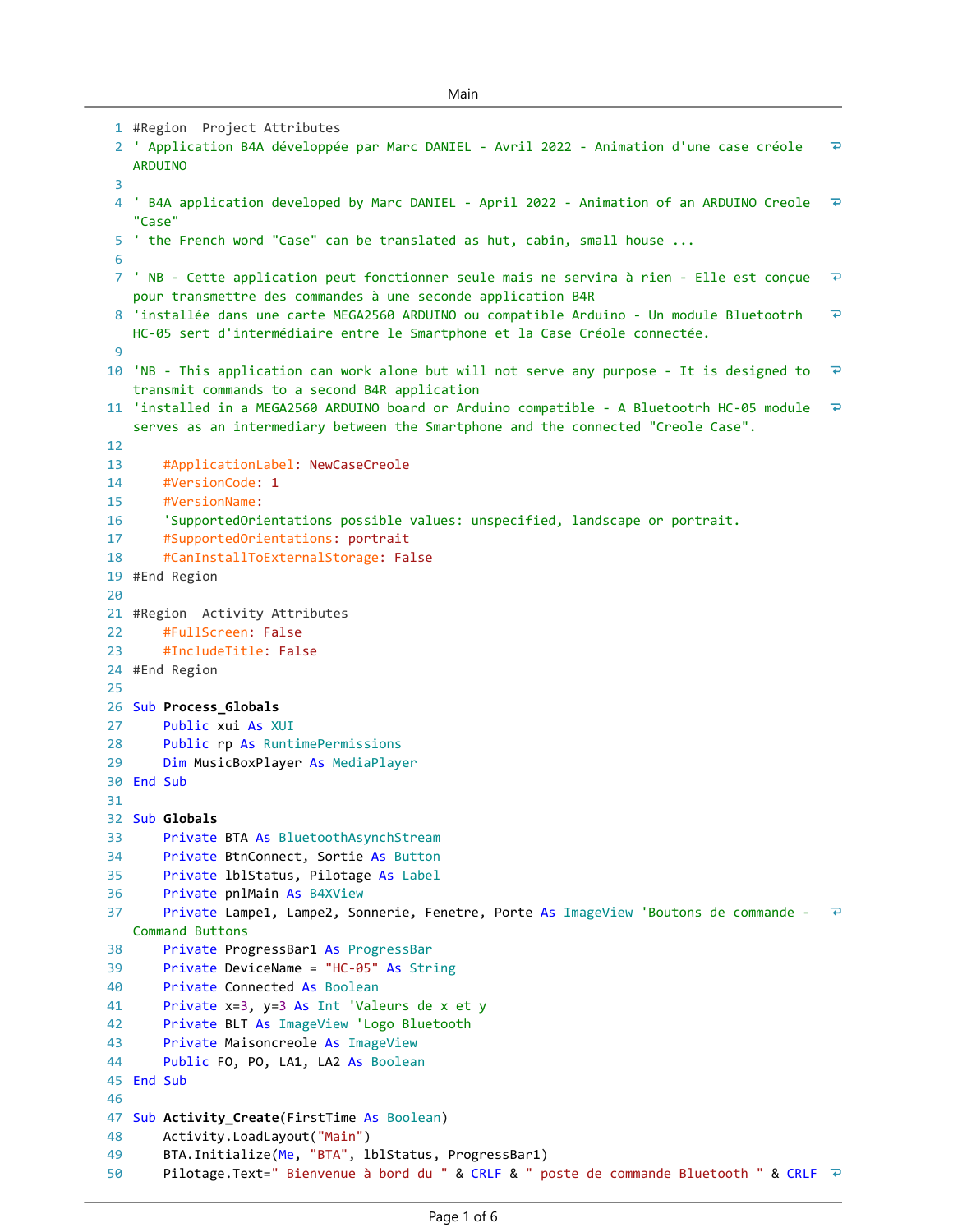Main

```
#Region  Project Attributes
' Application B4A développée par Marc DANIEL - Avril 2022 - Animation d'une case créole ARDUINO

' B4A application developed by Marc DANIEL - April 2022 - Animation of an ARDUINO Creole "Case"
' the French word "Case" can be translated as hut, cabin, small house ...

' NB - Cette application peut fonctionner seule mais ne servira à rien - Elle est conçue pour transmettre des commandes à une seconde application B4R
'installée dans une carte MEGA2560 ARDUINO ou compatible Arduino - Un module Bluetootrh HC-05 sert d'intermédiaire entre le Smartphone et la Case Créole connectée.

'NB - This application can work alone but will not serve any purpose - It is designed to transmit commands to a second B4R application
'installed in a MEGA2560 ARDUINO board or Arduino compatible - A Bluetootrh HC-05 module serves as an intermediary between the Smartphone and the connected "Creole Case".

    #ApplicationLabel: NewCaseCreole
    #VersionCode: 1
    #VersionName:
    'SupportedOrientations possible values: unspecified, landscape or portrait.
    #SupportedOrientations: portrait
    #CanInstallToExternalStorage: False
#End Region

#Region  Activity Attributes
    #FullScreen: False
    #IncludeTitle: False
#End Region

Sub Process_Globals
    Public xui As XUI
    Public rp As RuntimePermissions
    Dim MusicBoxPlayer As MediaPlayer
End Sub

Sub Globals
    Private BTA As BluetoothAsynchStream
    Private BtnConnect, Sortie As Button
    Private lblStatus, Pilotage As Label
    Private pnlMain As B4XView
    Private Lampe1, Lampe2, Sonnerie, Fenetre, Porte As ImageView 'Boutons de commande - Command Buttons
    Private ProgressBar1 As ProgressBar
    Private DeviceName = "HC-05" As String
    Private Connected As Boolean
    Private x=3, y=3 As Int 'Valeurs de x et y
    Private BLT As ImageView 'Logo Bluetooth
    Private Maisoncreole As ImageView
    Public FO, PO, LA1, LA2 As Boolean
End Sub

Sub Activity_Create(FirstTime As Boolean)
    Activity.LoadLayout("Main")
    BTA.Initialize(Me, "BTA", lblStatus, ProgressBar1)
    Pilotage.Text=" Bienvenue à bord du " & CRLF & " poste de commande Bluetooth " & CRLF
```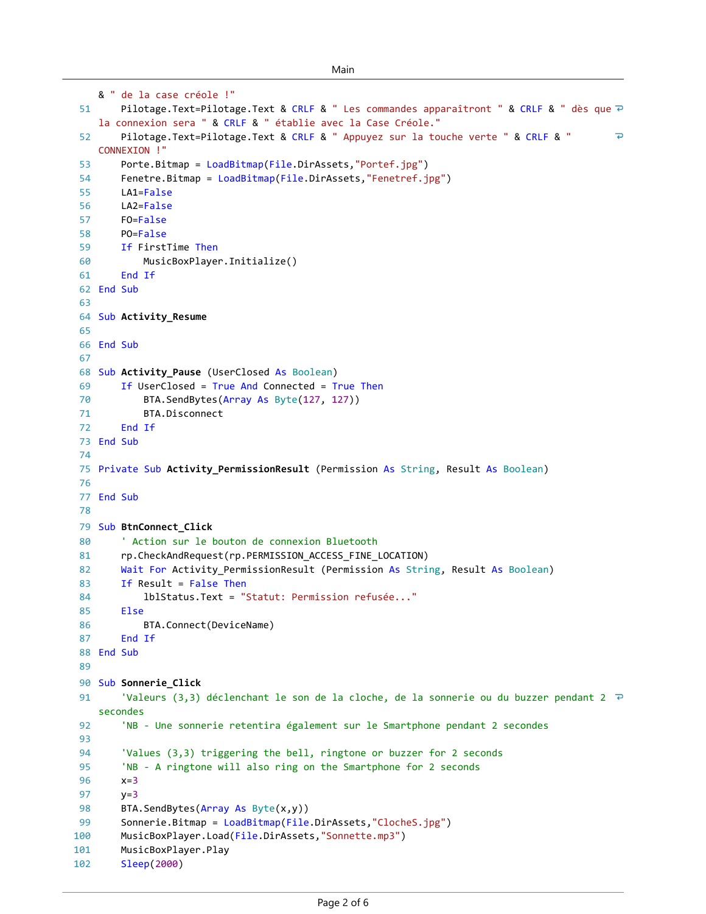```
    & " de la case créole !"
51      Pilotage.Text=Pilotage.Text & CRLF & " Les commandes apparaîtront " & CRLF & " dès que la connexion sera " & CRLF & " établie avec la Case Créole."
52      Pilotage.Text=Pilotage.Text & CRLF & " Appuyez sur la touche verte " & CRLF & " CONNEXION !"
53      Porte.Bitmap = LoadBitmap(File.DirAssets,"Portef.jpg")
54      Fenetre.Bitmap = LoadBitmap(File.DirAssets,"Fenetref.jpg")
55      LA1=False
56      LA2=False
57      FO=False
58      PO=False
59      If FirstTime Then
60          MusicBoxPlayer.Initialize()
61      End If
62  End Sub
63
64  Sub Activity_Resume
65
66  End Sub
67
68  Sub Activity_Pause (UserClosed As Boolean)
69      If UserClosed = True And Connected = True Then
70          BTA.SendBytes(Array As Byte(127, 127))
71          BTA.Disconnect
72      End If
73  End Sub
74
75  Private Sub Activity_PermissionResult (Permission As String, Result As Boolean)
76
77  End Sub
78
79  Sub BtnConnect_Click
80      ' Action sur le bouton de connexion Bluetooth
81      rp.CheckAndRequest(rp.PERMISSION_ACCESS_FINE_LOCATION)
82      Wait For Activity_PermissionResult (Permission As String, Result As Boolean)
83      If Result = False Then
84          lblStatus.Text = "Statut: Permission refusée..."
85      Else
86          BTA.Connect(DeviceName)
87      End If
88  End Sub
89
90  Sub Sonnerie_Click
91      'Valeurs (3,3) déclenchant le son de la cloche, de la sonnerie ou du buzzer pendant 2 secondes
92      'NB - Une sonnerie retentira également sur le Smartphone pendant 2 secondes
93
94      'Values (3,3) triggering the bell, ringtone or buzzer for 2 seconds
95      'NB - A ringtone will also ring on the Smartphone for 2 seconds
96      x=3
97      y=3
98      BTA.SendBytes(Array As Byte(x,y))
99      Sonnerie.Bitmap = LoadBitmap(File.DirAssets,"ClocheS.jpg")
100     MusicBoxPlayer.Load(File.DirAssets,"Sonnette.mp3")
101     MusicBoxPlayer.Play
102     Sleep(2000)
```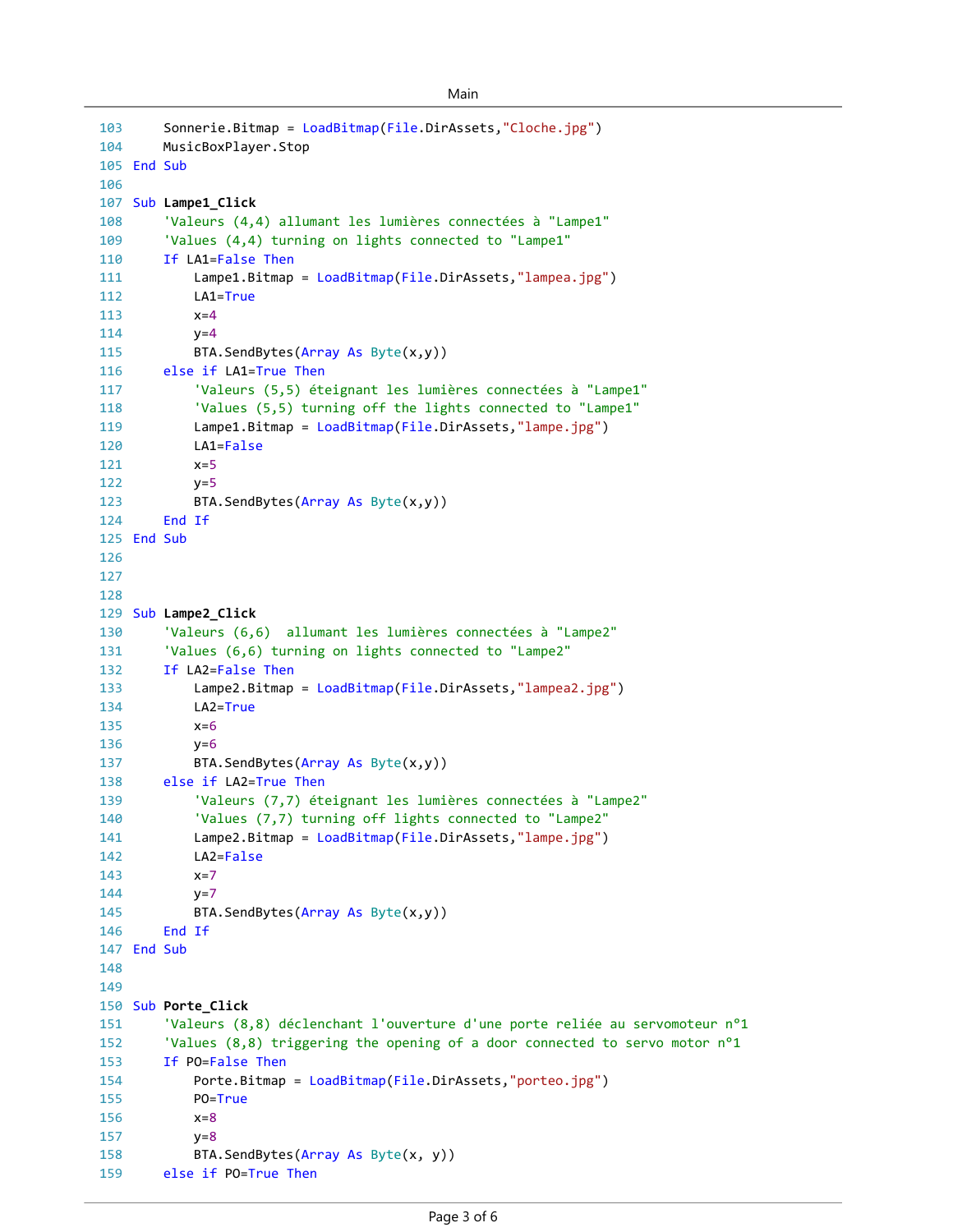```
103     Sonnerie.Bitmap = LoadBitmap(File.DirAssets,"Cloche.jpg")
104     MusicBoxPlayer.Stop
105 End Sub
106 
107 Sub Lampe1_Click
108     'Valeurs (4,4) allumant les lumières connectées à "Lampe1"
109     'Values (4,4) turning on lights connected to "Lampe1"
110     If LA1=False Then
111         Lampe1.Bitmap = LoadBitmap(File.DirAssets,"lampea.jpg")
112         LA1=True
113         x=4
114         y=4
115         BTA.SendBytes(Array As Byte(x,y))
116     else if LA1=True Then
117         'Valeurs (5,5) éteignant les lumières connectées à "Lampe1"
118         'Values (5,5) turning off the lights connected to "Lampe1"
119         Lampe1.Bitmap = LoadBitmap(File.DirAssets,"lampe.jpg")
120         LA1=False
121         x=5
122         y=5
123         BTA.SendBytes(Array As Byte(x,y))
124     End If
125 End Sub
126 
127 
128 
129 Sub Lampe2_Click
130     'Valeurs (6,6)  allumant les lumières connectées à "Lampe2"
131     'Values (6,6) turning on lights connected to "Lampe2"
132     If LA2=False Then
133         Lampe2.Bitmap = LoadBitmap(File.DirAssets,"lampea2.jpg")
134         LA2=True
135         x=6
136         y=6
137         BTA.SendBytes(Array As Byte(x,y))
138     else if LA2=True Then
139         'Valeurs (7,7) éteignant les lumières connectées à "Lampe2"
140         'Values (7,7) turning off lights connected to "Lampe2"
141         Lampe2.Bitmap = LoadBitmap(File.DirAssets,"lampe.jpg")
142         LA2=False
143         x=7
144         y=7
145         BTA.SendBytes(Array As Byte(x,y))
146     End If
147 End Sub
148 
149 
150 Sub Porte_Click
151     'Valeurs (8,8) déclenchant l'ouverture d'une porte reliée au servomoteur n°1
152     'Values (8,8) triggering the opening of a door connected to servo motor n°1
153     If PO=False Then
154         Porte.Bitmap = LoadBitmap(File.DirAssets,"porteo.jpg")
155         PO=True
156         x=8
157         y=8
158         BTA.SendBytes(Array As Byte(x, y))
159     else if PO=True Then
```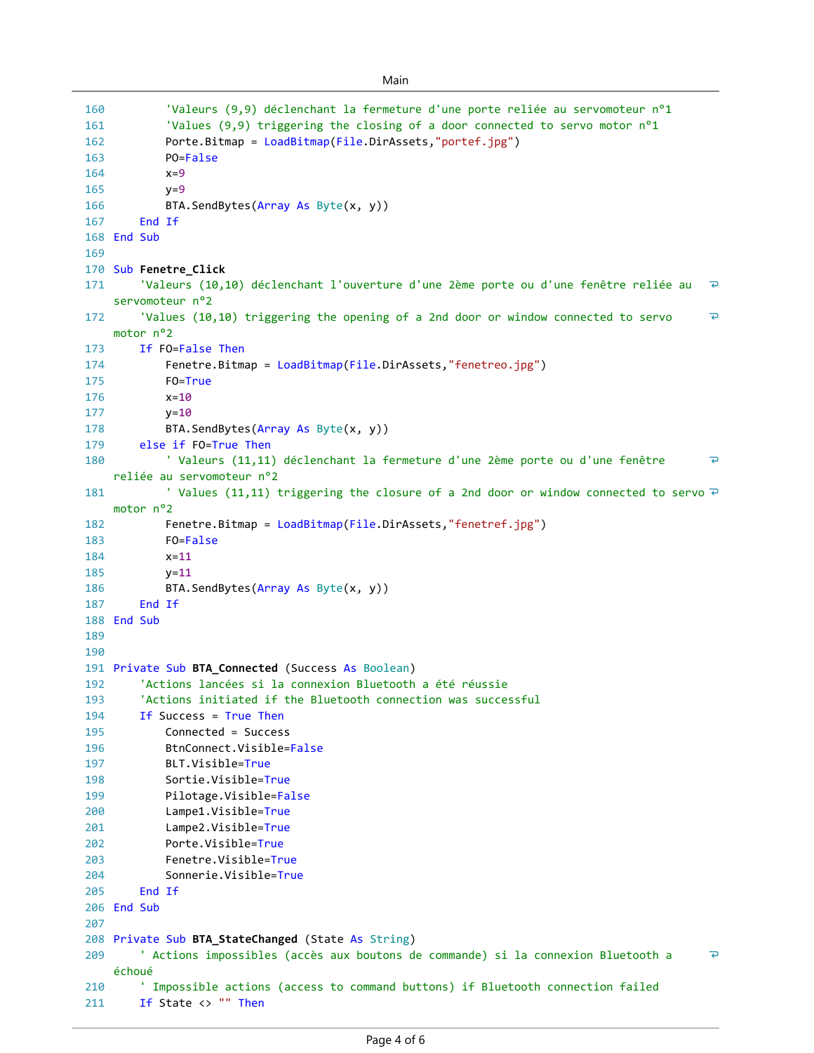```
160         'Valeurs (9,9) déclenchant la fermeture d'une porte reliée au servomoteur n°1
161         'Values (9,9) triggering the closing of a door connected to servo motor n°1
162         Porte.Bitmap = LoadBitmap(File.DirAssets,"portef.jpg")
163         PO=False
164         x=9
165         y=9
166         BTA.SendBytes(Array As Byte(x, y))
167     End If
168 End Sub
169 
170 Sub Fenetre_Click
171     'Valeurs (10,10) déclenchant l'ouverture d'une 2ème porte ou d'une fenêtre reliée au servomoteur n°2
172     'Values (10,10) triggering the opening of a 2nd door or window connected to servo motor n°2
173     If FO=False Then
174         Fenetre.Bitmap = LoadBitmap(File.DirAssets,"fenetreo.jpg")
175         FO=True
176         x=10
177         y=10
178         BTA.SendBytes(Array As Byte(x, y))
179     else if FO=True Then
180         ' Valeurs (11,11) déclenchant la fermeture d'une 2ème porte ou d'une fenêtre reliée au servomoteur n°2
181         ' Values (11,11) triggering the closure of a 2nd door or window connected to servo motor n°2
182         Fenetre.Bitmap = LoadBitmap(File.DirAssets,"fenetref.jpg")
183         FO=False
184         x=11
185         y=11
186         BTA.SendBytes(Array As Byte(x, y))
187     End If
188 End Sub
189 
190 
191 Private Sub BTA_Connected (Success As Boolean)
192     'Actions lancées si la connexion Bluetooth a été réussie
193     'Actions initiated if the Bluetooth connection was successful
194     If Success = True Then
195         Connected = Success
196         BtnConnect.Visible=False
197         BLT.Visible=True
198         Sortie.Visible=True
199         Pilotage.Visible=False
200         Lampe1.Visible=True
201         Lampe2.Visible=True
202         Porte.Visible=True
203         Fenetre.Visible=True
204         Sonnerie.Visible=True
205     End If
206 End Sub
207 
208 Private Sub BTA_StateChanged (State As String)
209     ' Actions impossibles (accès aux boutons de commande) si la connexion Bluetooth a échoué
210     ' Impossible actions (access to command buttons) if Bluetooth connection failed
211     If State <> "" Then
```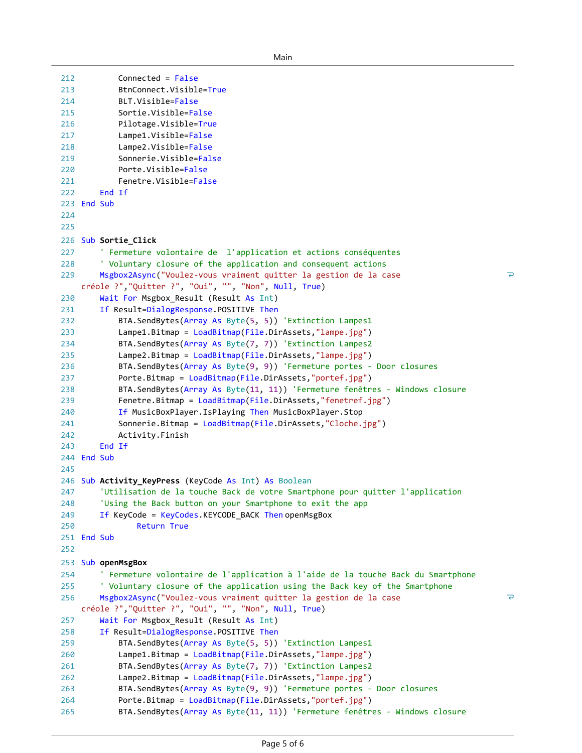```
212         Connected = False
213         BtnConnect.Visible=True
214         BLT.Visible=False
215         Sortie.Visible=False
216         Pilotage.Visible=True
217         Lampe1.Visible=False
218         Lampe2.Visible=False
219         Sonnerie.Visible=False
220         Porte.Visible=False
221         Fenetre.Visible=False
222     End If
223 End Sub
224 
225 
226 Sub Sortie_Click
227     ' Fermeture volontaire de  l'application et actions conséquentes
228     ' Voluntary closure of the application and consequent actions
229     Msgbox2Async("Voulez-vous vraiment quitter la gestion de la case 
    créole ?","Quitter ?", "Oui", "", "Non", Null, True)
230     Wait For Msgbox_Result (Result As Int)
231     If Result=DialogResponse.POSITIVE Then
232         BTA.SendBytes(Array As Byte(5, 5)) 'Extinction Lampes1
233         Lampe1.Bitmap = LoadBitmap(File.DirAssets,"lampe.jpg")
234         BTA.SendBytes(Array As Byte(7, 7)) 'Extinction Lampes2
235         Lampe2.Bitmap = LoadBitmap(File.DirAssets,"lampe.jpg")
236         BTA.SendBytes(Array As Byte(9, 9)) 'Fermeture portes - Door closures
237         Porte.Bitmap = LoadBitmap(File.DirAssets,"portef.jpg")
238         BTA.SendBytes(Array As Byte(11, 11)) 'Fermeture fenêtres - Windows closure
239         Fenetre.Bitmap = LoadBitmap(File.DirAssets,"fenetref.jpg")
240         If MusicBoxPlayer.IsPlaying Then MusicBoxPlayer.Stop
241         Sonnerie.Bitmap = LoadBitmap(File.DirAssets,"Cloche.jpg")
242         Activity.Finish
243     End If
244 End Sub
245 
246 Sub Activity_KeyPress (KeyCode As Int) As Boolean
247     'Utilisation de la touche Back de votre Smartphone pour quitter l'application
248     'Using the Back button on your Smartphone to exit the app
249     If KeyCode = KeyCodes.KEYCODE_BACK Then openMsgBox
250             Return True
251 End Sub
252 
253 Sub openMsgBox
254     ' Fermeture volontaire de l'application à l'aide de la touche Back du Smartphone
255     ' Voluntary closure of the application using the Back key of the Smartphone
256     Msgbox2Async("Voulez-vous vraiment quitter la gestion de la case 
    créole ?","Quitter ?", "Oui", "", "Non", Null, True)
257     Wait For Msgbox_Result (Result As Int)
258     If Result=DialogResponse.POSITIVE Then
259         BTA.SendBytes(Array As Byte(5, 5)) 'Extinction Lampes1
260         Lampe1.Bitmap = LoadBitmap(File.DirAssets,"lampe.jpg")
261         BTA.SendBytes(Array As Byte(7, 7)) 'Extinction Lampes2
262         Lampe2.Bitmap = LoadBitmap(File.DirAssets,"lampe.jpg")
263         BTA.SendBytes(Array As Byte(9, 9)) 'Fermeture portes - Door closures
264         Porte.Bitmap = LoadBitmap(File.DirAssets,"portef.jpg")
265         BTA.SendBytes(Array As Byte(11, 11)) 'Fermeture fenêtres - Windows closure
```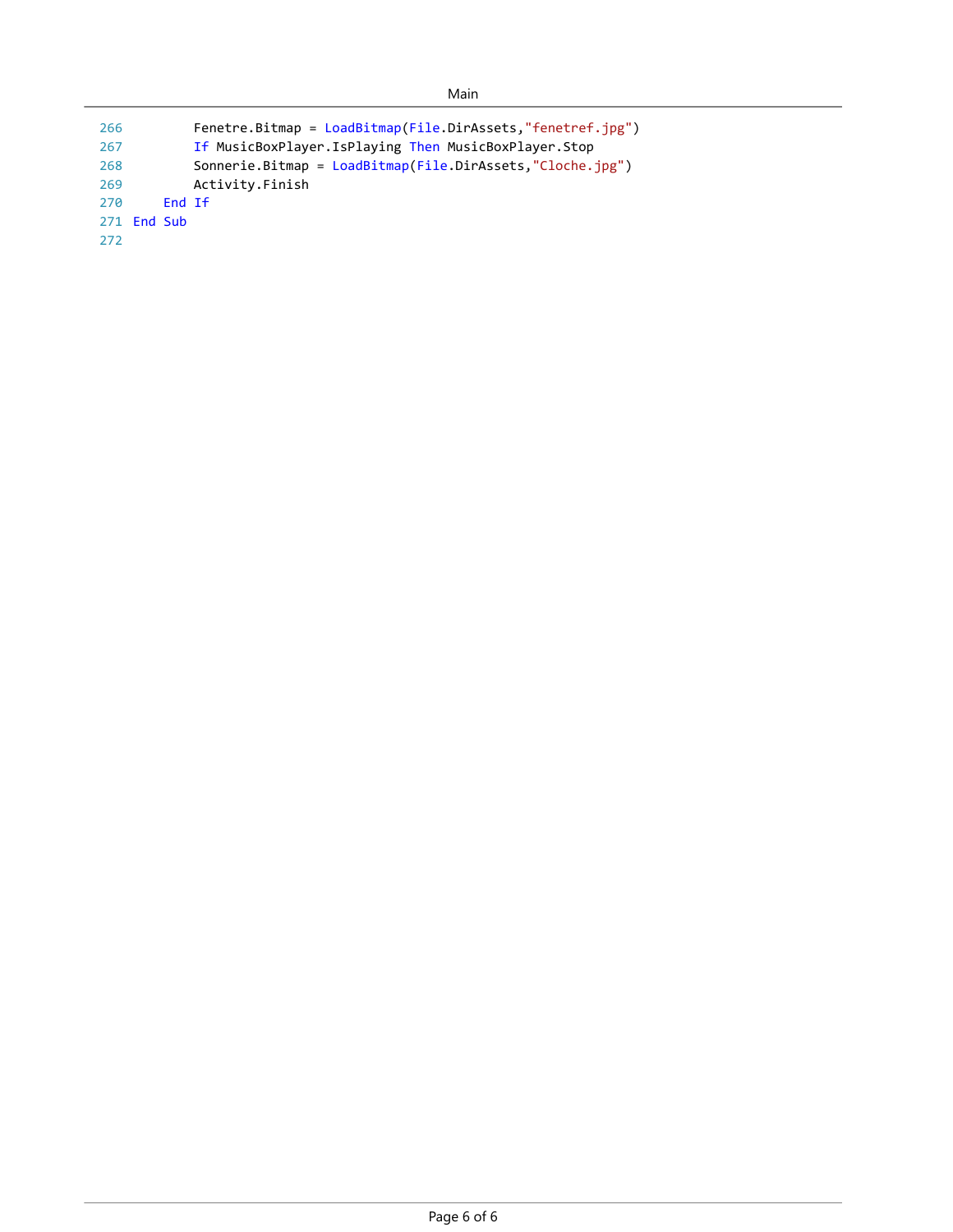```
        Fenetre.Bitmap = LoadBitmap(File.DirAssets,"fenetref.jpg")
        If MusicBoxPlayer.IsPlaying Then MusicBoxPlayer.Stop
        Sonnerie.Bitmap = LoadBitmap(File.DirAssets,"Cloche.jpg")
        Activity.Finish
    End If
End Sub

```